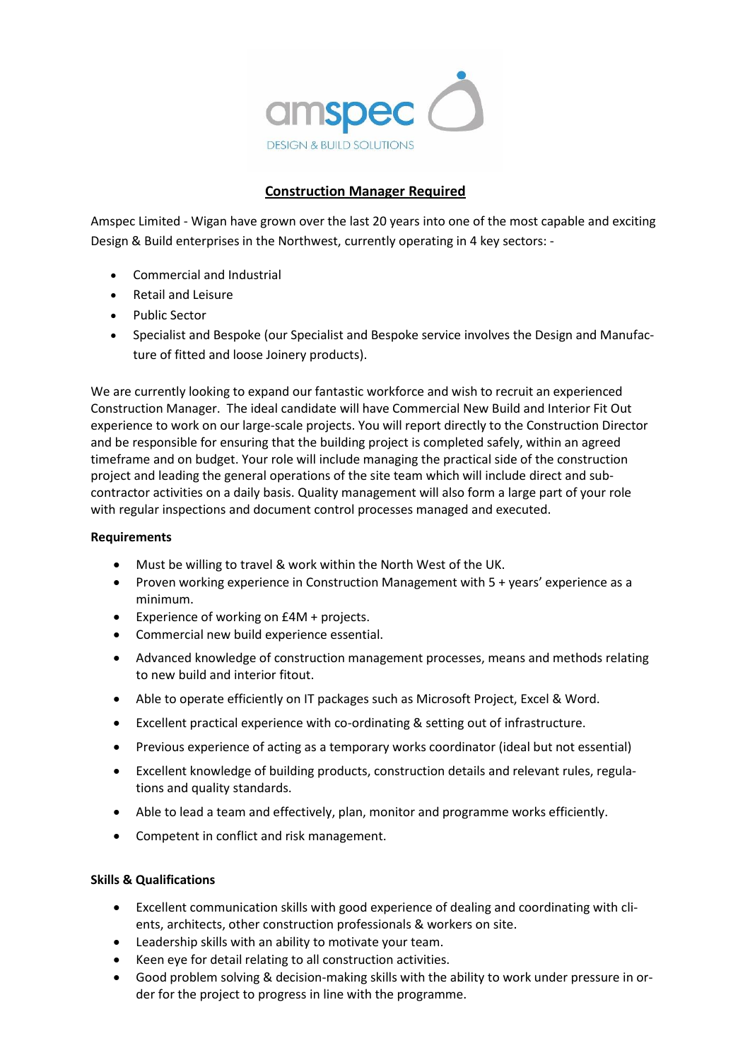amspec

DESIGN & BUILD SOLUTIONS

# Construction Manager Required

Amspec Limited - Wigan have grown over the last 20 years into one of the most capable and exciting Design & Build enterprises in the Northwest, currently operating in 4 key sectors: -

- Commercial and Industrial
- Retail and Leisure
- Public Sector
- Specialist and Bespoke (our Specialist and Bespoke service involves the Design and Manufacture of fitted and loose Joinery products).

We are currently looking to expand our fantastic workforce and wish to recruit an experienced Construction Manager. The ideal candidate will have Commercial New Build and Interior Fit Out experience to work on our large-scale projects. You will report directly to the Construction Director and be responsible for ensuring that the building project is completed safely, within an agreed timeframe and on budget. Your role will include managing the practical side of the construction project and leading the general operations of the site team which will include direct and sub-contractor activities on a daily basis. Quality management will also form a large part of your role with regular inspections and document control processes managed and executed.

**Requirements**

- Must be willing to travel & work within the North West of the UK.
- Proven working experience in Construction Management with 5 + years' experience as a minimum.
- Experience of working on £4M + projects.
- Commercial new build experience essential.
- Advanced knowledge of construction management processes, means and methods relating to new build and interior fitout.
- Able to operate efficiently on IT packages such as Microsoft Project, Excel & Word.
- Excellent practical experience with co-ordinating & setting out of infrastructure.
- Previous experience of acting as a temporary works coordinator (ideal but not essential)
- Excellent knowledge of building products, construction details and relevant rules, regulations and quality standards.
- Able to lead a team and effectively, plan, monitor and programme works efficiently.
- Competent in conflict and risk management.

**Skills & Qualifications**

- Excellent communication skills with good experience of dealing and coordinating with clients, architects, other construction professionals & workers on site.
- Leadership skills with an ability to motivate your team.
- Keen eye for detail relating to all construction activities.
- Good problem solving & decision-making skills with the ability to work under pressure in order for the project to progress in line with the programme.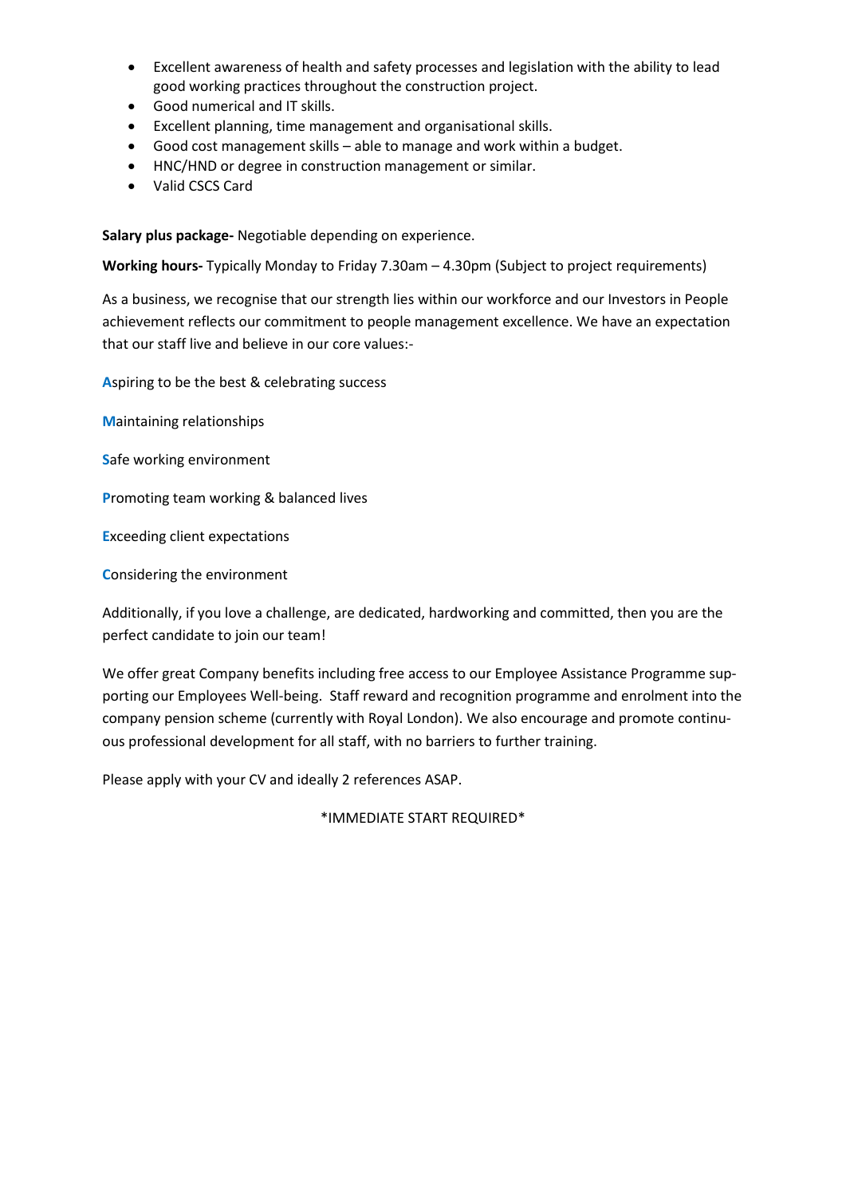- Excellent awareness of health and safety processes and legislation with the ability to lead good working practices throughout the construction project.
- Good numerical and IT skills.
- Excellent planning, time management and organisational skills.
- Good cost management skills – able to manage and work within a budget.
- HNC/HND or degree in construction management or similar.
- Valid CSCS Card

**Salary plus package-** Negotiable depending on experience.

**Working hours-** Typically Monday to Friday 7.30am – 4.30pm (Subject to project requirements)

As a business, we recognise that our strength lies within our workforce and our Investors in People achievement reflects our commitment to people management excellence. We have an expectation that our staff live and believe in our core values:-

**A**spiring to be the best & celebrating success

**M**aintaining relationships

**S**afe working environment

**P**romoting team working & balanced lives

**E**xceeding client expectations

**C**onsidering the environment

Additionally, if you love a challenge, are dedicated, hardworking and committed, then you are the perfect candidate to join our team!

We offer great Company benefits including free access to our Employee Assistance Programme supporting our Employees Well-being. Staff reward and recognition programme and enrolment into the company pension scheme (currently with Royal London). We also encourage and promote continuous professional development for all staff, with no barriers to further training.

Please apply with your CV and ideally 2 references ASAP.

*IMMEDIATE START REQUIRED*